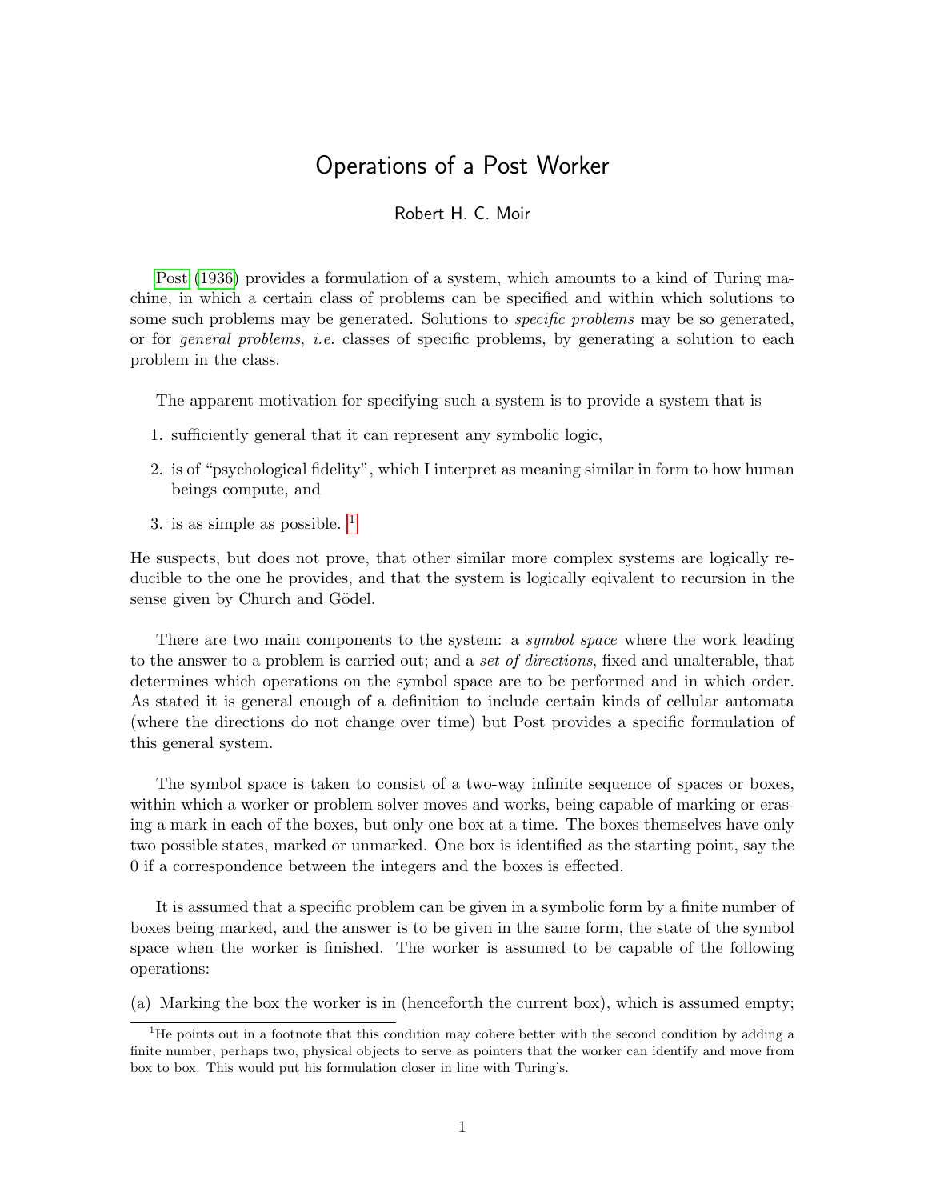# Operations of a Post Worker

Robert H. C. Moir

Post (1936) provides a formulation of a system, which amounts to a kind of Turing machine, in which a certain class of problems can be specified and within which solutions to some such problems may be generated. Solutions to *specific problems* may be so generated, or for *general problems*, *i.e.* classes of specific problems, by generating a solution to each problem in the class.

The apparent motivation for specifying such a system is to provide a system that is

1. sufficiently general that it can represent any symbolic logic,
2. is of "psychological fidelity", which I interpret as meaning similar in form to how human beings compute, and
3. is as simple as possible. [1]

He suspects, but does not prove, that other similar more complex systems are logically reducible to the one he provides, and that the system is logically eqivalent to recursion in the sense given by Church and Gödel.

There are two main components to the system: a *symbol space* where the work leading to the answer to a problem is carried out; and a *set of directions*, fixed and unalterable, that determines which operations on the symbol space are to be performed and in which order. As stated it is general enough of a definition to include certain kinds of cellular automata (where the directions do not change over time) but Post provides a specific formulation of this general system.

The symbol space is taken to consist of a two-way infinite sequence of spaces or boxes, within which a worker or problem solver moves and works, being capable of marking or erasing a mark in each of the boxes, but only one box at a time. The boxes themselves have only two possible states, marked or unmarked. One box is identified as the starting point, say the 0 if a correspondence between the integers and the boxes is effected.

It is assumed that a specific problem can be given in a symbolic form by a finite number of boxes being marked, and the answer is to be given in the same form, the state of the symbol space when the worker is finished. The worker is assumed to be capable of the following operations:

(a) Marking the box the worker is in (henceforth the current box), which is assumed empty;

[1] He points out in a footnote that this condition may cohere better with the second condition by adding a finite number, perhaps two, physical objects to serve as pointers that the worker can identify and move from box to box. This would put his formulation closer in line with Turing's.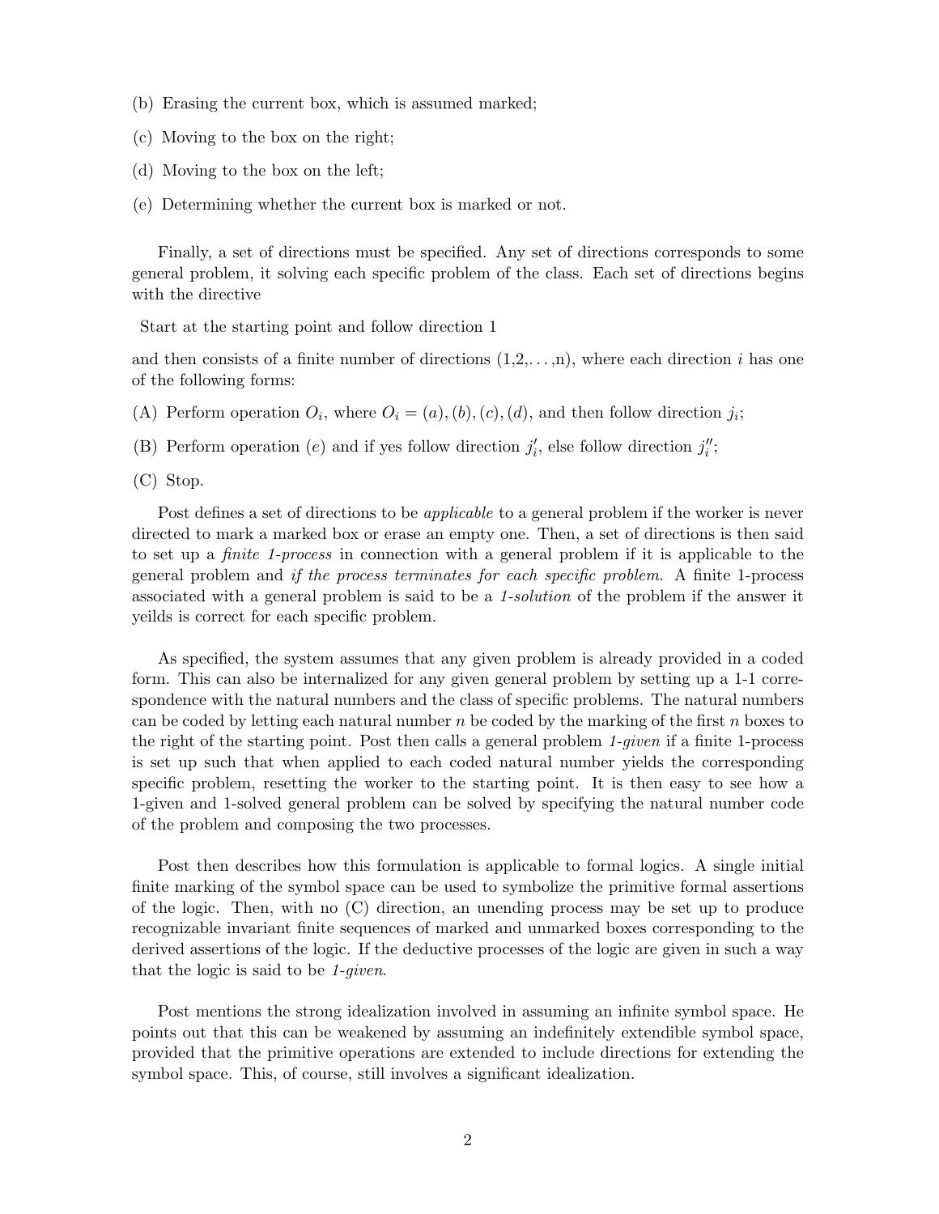(b) Erasing the current box, which is assumed marked;

(c) Moving to the box on the right;

(d) Moving to the box on the left;

(e) Determining whether the current box is marked or not.

Finally, a set of directions must be specified. Any set of directions corresponds to some general problem, it solving each specific problem of the class. Each set of directions begins with the directive

Start at the starting point and follow direction 1

and then consists of a finite number of directions (1,2,. . . ,n), where each direction $i$ has one of the following forms:

(A) Perform operation $O_i$, where $O_i = (a), (b), (c), (d)$, and then follow direction $j_i$;

(B) Perform operation $(e)$ and if yes follow direction $j'_i$, else follow direction $j''_i$;

(C) Stop.

Post defines a set of directions to be *applicable* to a general problem if the worker is never directed to mark a marked box or erase an empty one. Then, a set of directions is then said to set up a *finite 1-process* in connection with a general problem if it is applicable to the general problem and *if the process terminates for each specific problem*. A finite 1-process associated with a general problem is said to be a *1-solution* of the problem if the answer it yeilds is correct for each specific problem.

As specified, the system assumes that any given problem is already provided in a coded form. This can also be internalized for any given general problem by setting up a 1-1 correspondence with the natural numbers and the class of specific problems. The natural numbers can be coded by letting each natural number $n$ be coded by the marking of the first $n$ boxes to the right of the starting point. Post then calls a general problem *1-given* if a finite 1-process is set up such that when applied to each coded natural number yields the corresponding specific problem, resetting the worker to the starting point. It is then easy to see how a 1-given and 1-solved general problem can be solved by specifying the natural number code of the problem and composing the two processes.

Post then describes how this formulation is applicable to formal logics. A single initial finite marking of the symbol space can be used to symbolize the primitive formal assertions of the logic. Then, with no (C) direction, an unending process may be set up to produce recognizable invariant finite sequences of marked and unmarked boxes corresponding to the derived assertions of the logic. If the deductive processes of the logic are given in such a way that the logic is said to be *1-given*.

Post mentions the strong idealization involved in assuming an infinite symbol space. He points out that this can be weakened by assuming an indefinitely extendible symbol space, provided that the primitive operations are extended to include directions for extending the symbol space. This, of course, still involves a significant idealization.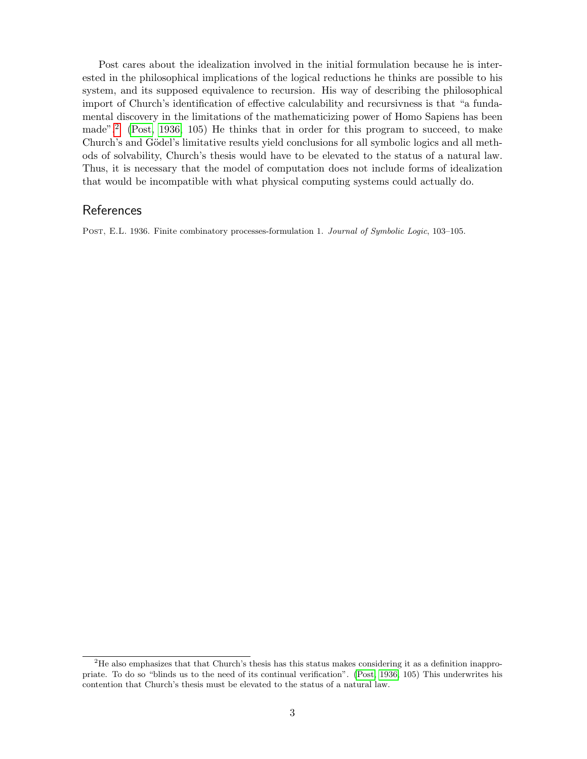Post cares about the idealization involved in the initial formulation because he is interested in the philosophical implications of the logical reductions he thinks are possible to his system, and its supposed equivalence to recursion. His way of describing the philosophical import of Church's identification of effective calculability and recursivness is that "a fundamental discovery in the limitations of the mathematicizing power of Homo Sapiens has been made".[2] (Post, 1936, 105) He thinks that in order for this program to succeed, to make Church's and Gödel's limitative results yield conclusions for all symbolic logics and all methods of solvability, Church's thesis would have to be elevated to the status of a natural law. Thus, it is necessary that the model of computation does not include forms of idealization that would be incompatible with what physical computing systems could actually do.

## References

Post, E.L. 1936. Finite combinatory processes-formulation 1. *Journal of Symbolic Logic*, 103–105.

---

[2] He also emphasizes that that Church's thesis has this status makes considering it as a definition inappropriate. To do so "blinds us to the need of its continual verification". (Post, 1936, 105) This underwrites his contention that Church's thesis must be elevated to the status of a natural law.